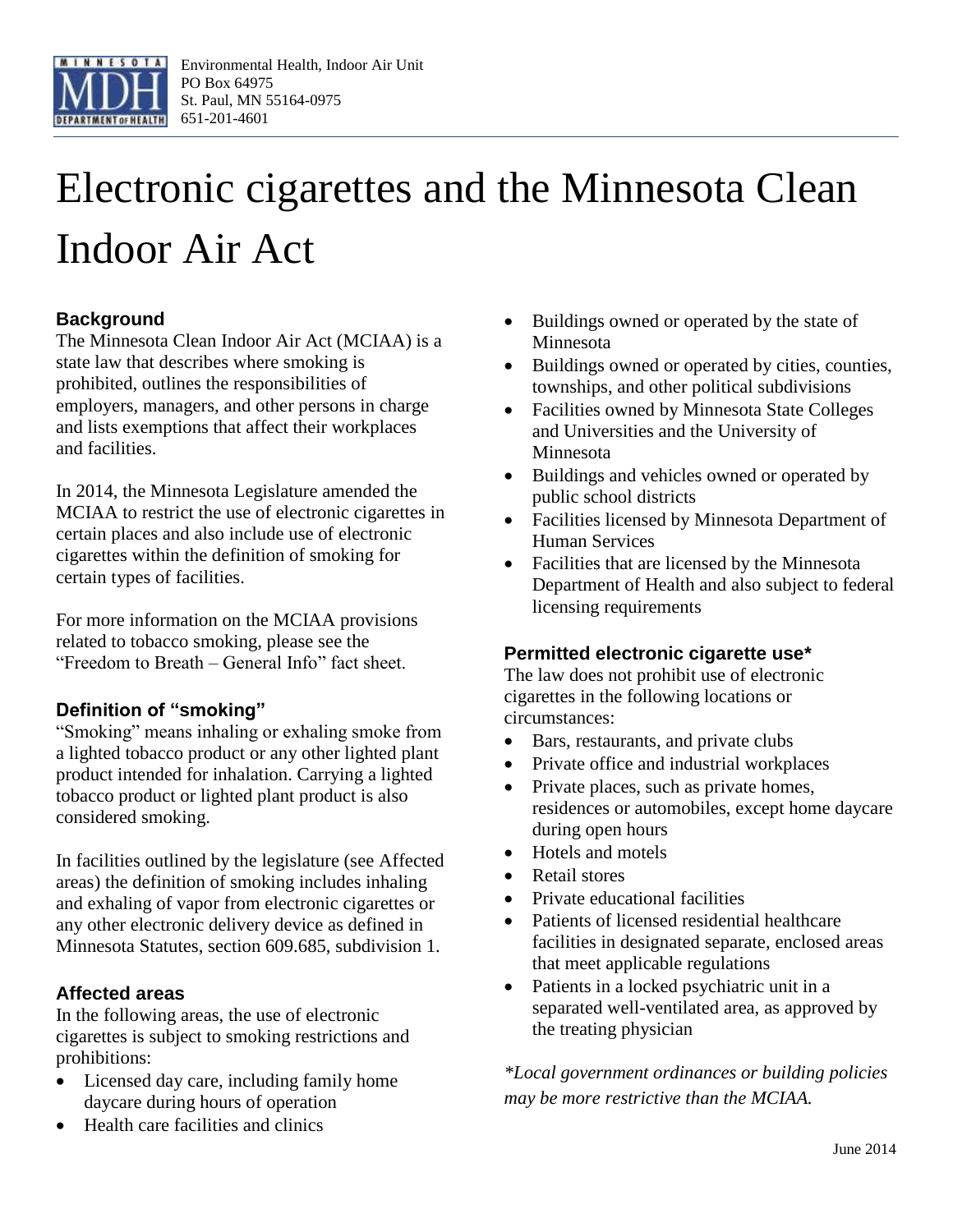Environmental Health, Indoor Air Unit
PO Box 64975
St. Paul, MN 55164-0975
651-201-4601

# Electronic cigarettes and the Minnesota Clean Indoor Air Act

### Background

The Minnesota Clean Indoor Air Act (MCIAA) is a state law that describes where smoking is prohibited, outlines the responsibilities of employers, managers, and other persons in charge and lists exemptions that affect their workplaces and facilities.

In 2014, the Minnesota Legislature amended the MCIAA to restrict the use of electronic cigarettes in certain places and also include use of electronic cigarettes within the definition of smoking for certain types of facilities.

For more information on the MCIAA provisions related to tobacco smoking, please see the "Freedom to Breath – General Info" fact sheet.

### Definition of "smoking"

"Smoking" means inhaling or exhaling smoke from a lighted tobacco product or any other lighted plant product intended for inhalation. Carrying a lighted tobacco product or lighted plant product is also considered smoking.

In facilities outlined by the legislature (see Affected areas) the definition of smoking includes inhaling and exhaling of vapor from electronic cigarettes or any other electronic delivery device as defined in Minnesota Statutes, section 609.685, subdivision 1.

### Affected areas

In the following areas, the use of electronic cigarettes is subject to smoking restrictions and prohibitions:

- Licensed day care, including family home daycare during hours of operation
- Health care facilities and clinics
- Buildings owned or operated by the state of Minnesota
- Buildings owned or operated by cities, counties, townships, and other political subdivisions
- Facilities owned by Minnesota State Colleges and Universities and the University of Minnesota
- Buildings and vehicles owned or operated by public school districts
- Facilities licensed by Minnesota Department of Human Services
- Facilities that are licensed by the Minnesota Department of Health and also subject to federal licensing requirements

### Permitted electronic cigarette use*

The law does not prohibit use of electronic cigarettes in the following locations or circumstances:

- Bars, restaurants, and private clubs
- Private office and industrial workplaces
- Private places, such as private homes, residences or automobiles, except home daycare during open hours
- Hotels and motels
- Retail stores
- Private educational facilities
- Patients of licensed residential healthcare facilities in designated separate, enclosed areas that meet applicable regulations
- Patients in a locked psychiatric unit in a separated well-ventilated area, as approved by the treating physician

*\*Local government ordinances or building policies may be more restrictive than the MCIAA.*

June 2014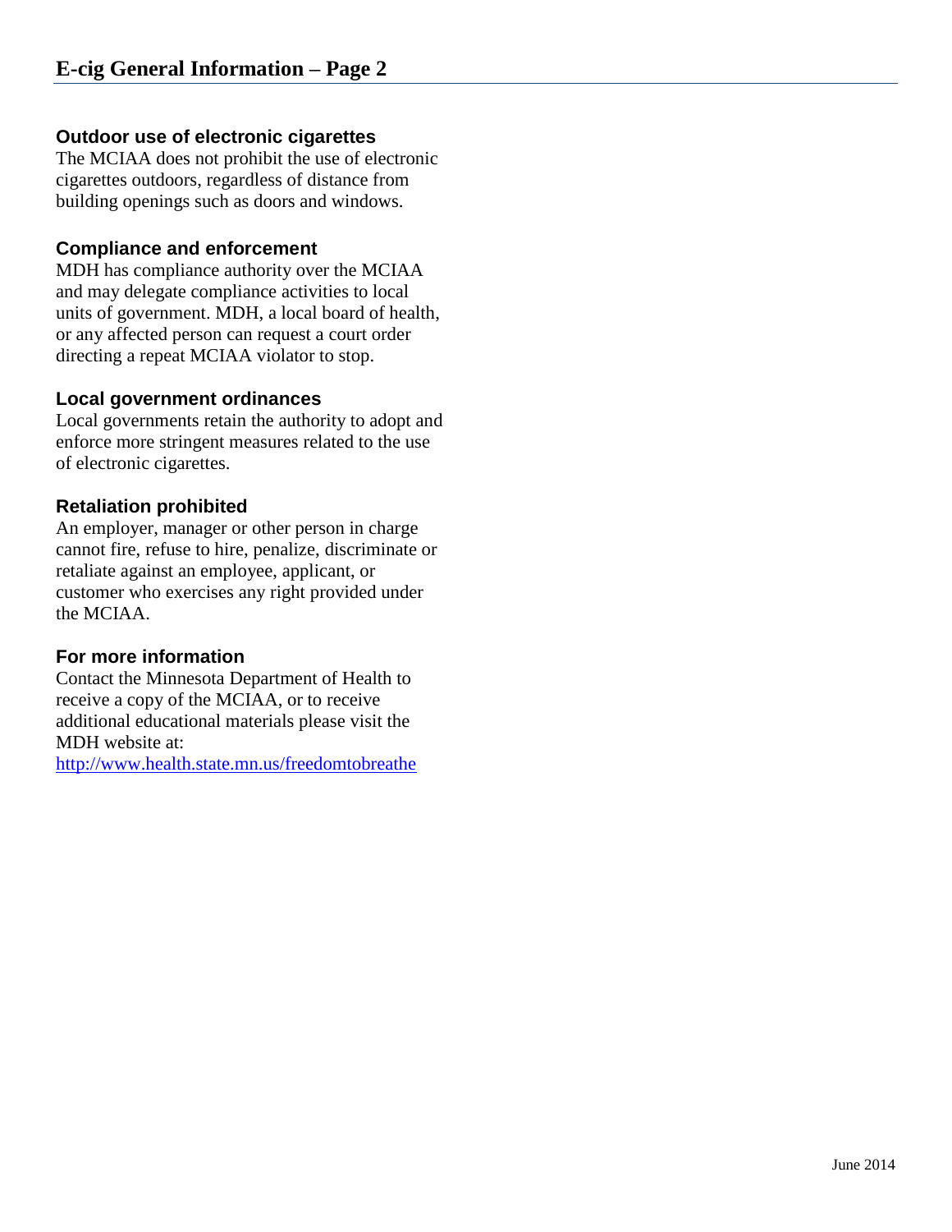## Outdoor use of electronic cigarettes

The MCIAA does not prohibit the use of electronic cigarettes outdoors, regardless of distance from building openings such as doors and windows.

## Compliance and enforcement

MDH has compliance authority over the MCIAA and may delegate compliance activities to local units of government. MDH, a local board of health, or any affected person can request a court order directing a repeat MCIAA violator to stop.

## Local government ordinances

Local governments retain the authority to adopt and enforce more stringent measures related to the use of electronic cigarettes.

## Retaliation prohibited

An employer, manager or other person in charge cannot fire, refuse to hire, penalize, discriminate or retaliate against an employee, applicant, or customer who exercises any right provided under the MCIAA.

## For more information

Contact the Minnesota Department of Health to receive a copy of the MCIAA, or to receive additional educational materials please visit the MDH website at:
[http://www.health.state.mn.us/freedomtobreathe](http://www.health.state.mn.us/freedomtobreathe)

June 2014